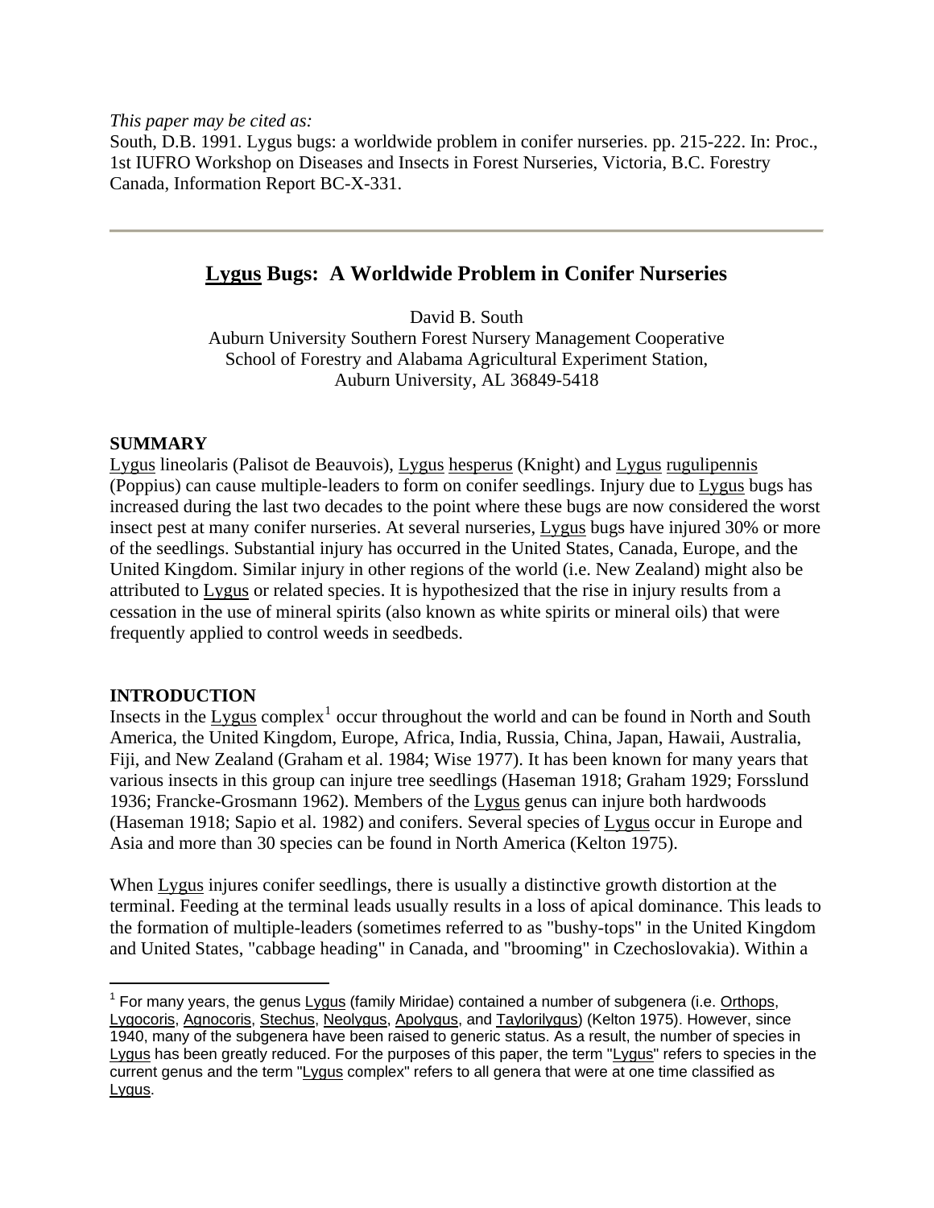*This paper may be cited as:*
South, D.B. 1991. Lygus bugs: a worldwide problem in conifer nurseries. pp. 215-222. In: Proc., 1st IUFRO Workshop on Diseases and Insects in Forest Nurseries, Victoria, B.C. Forestry Canada, Information Report BC-X-331.

---

# Lygus Bugs: A Worldwide Problem in Conifer Nurseries

David B. South
Auburn University Southern Forest Nursery Management Cooperative
School of Forestry and Alabama Agricultural Experiment Station,
Auburn University, AL 36849-5418

## SUMMARY

Lygus lineolaris (Palisot de Beauvois), Lygus hesperus (Knight) and Lygus rugulipennis (Poppius) can cause multiple-leaders to form on conifer seedlings. Injury due to Lygus bugs has increased during the last two decades to the point where these bugs are now considered the worst insect pest at many conifer nurseries. At several nurseries, Lygus bugs have injured 30% or more of the seedlings. Substantial injury has occurred in the United States, Canada, Europe, and the United Kingdom. Similar injury in other regions of the world (i.e. New Zealand) might also be attributed to Lygus or related species. It is hypothesized that the rise in injury results from a cessation in the use of mineral spirits (also known as white spirits or mineral oils) that were frequently applied to control weeds in seedbeds.

## INTRODUCTION

Insects in the Lygus complex[1] occur throughout the world and can be found in North and South America, the United Kingdom, Europe, Africa, India, Russia, China, Japan, Hawaii, Australia, Fiji, and New Zealand (Graham et al. 1984; Wise 1977). It has been known for many years that various insects in this group can injure tree seedlings (Haseman 1918; Graham 1929; Forsslund 1936; Francke-Grosmann 1962). Members of the Lygus genus can injure both hardwoods (Haseman 1918; Sapio et al. 1982) and conifers. Several species of Lygus occur in Europe and Asia and more than 30 species can be found in North America (Kelton 1975).

When Lygus injures conifer seedlings, there is usually a distinctive growth distortion at the terminal. Feeding at the terminal leads usually results in a loss of apical dominance. This leads to the formation of multiple-leaders (sometimes referred to as "bushy-tops" in the United Kingdom and United States, "cabbage heading" in Canada, and "brooming" in Czechoslovakia). Within a

[1] For many years, the genus Lygus (family Miridae) contained a number of subgenera (i.e. Orthops, Lygocoris, Agnocoris, Stechus, Neolygus, Apolygus, and Taylorilygus) (Kelton 1975). However, since 1940, many of the subgenera have been raised to generic status. As a result, the number of species in Lygus has been greatly reduced. For the purposes of this paper, the term "Lygus" refers to species in the current genus and the term "Lygus complex" refers to all genera that were at one time classified as Lygus.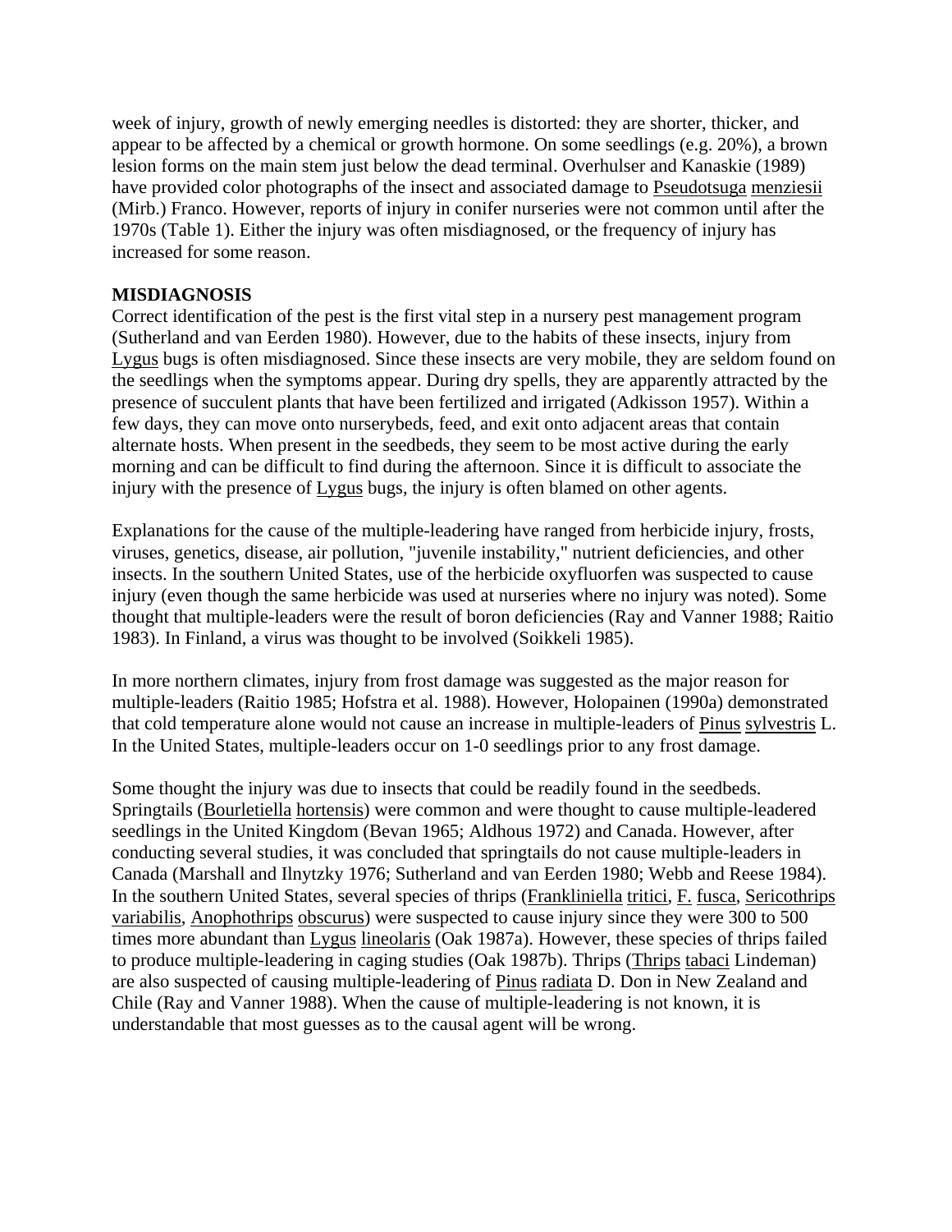week of injury, growth of newly emerging needles is distorted: they are shorter, thicker, and appear to be affected by a chemical or growth hormone. On some seedlings (e.g. 20%), a brown lesion forms on the main stem just below the dead terminal. Overhulser and Kanaskie (1989) have provided color photographs of the insect and associated damage to Pseudotsuga menziesii (Mirb.) Franco. However, reports of injury in conifer nurseries were not common until after the 1970s (Table 1). Either the injury was often misdiagnosed, or the frequency of injury has increased for some reason.

**MISDIAGNOSIS**

Correct identification of the pest is the first vital step in a nursery pest management program (Sutherland and van Eerden 1980). However, due to the habits of these insects, injury from Lygus bugs is often misdiagnosed. Since these insects are very mobile, they are seldom found on the seedlings when the symptoms appear. During dry spells, they are apparently attracted by the presence of succulent plants that have been fertilized and irrigated (Adkisson 1957). Within a few days, they can move onto nurserybeds, feed, and exit onto adjacent areas that contain alternate hosts. When present in the seedbeds, they seem to be most active during the early morning and can be difficult to find during the afternoon. Since it is difficult to associate the injury with the presence of Lygus bugs, the injury is often blamed on other agents.

Explanations for the cause of the multiple-leadering have ranged from herbicide injury, frosts, viruses, genetics, disease, air pollution, "juvenile instability," nutrient deficiencies, and other insects. In the southern United States, use of the herbicide oxyfluorfen was suspected to cause injury (even though the same herbicide was used at nurseries where no injury was noted). Some thought that multiple-leaders were the result of boron deficiencies (Ray and Vanner 1988; Raitio 1983). In Finland, a virus was thought to be involved (Soikkeli 1985).

In more northern climates, injury from frost damage was suggested as the major reason for multiple-leaders (Raitio 1985; Hofstra et al. 1988). However, Holopainen (1990a) demonstrated that cold temperature alone would not cause an increase in multiple-leaders of Pinus sylvestris L. In the United States, multiple-leaders occur on 1-0 seedlings prior to any frost damage.

Some thought the injury was due to insects that could be readily found in the seedbeds. Springtails (Bourletiella hortensis) were common and were thought to cause multiple-leadered seedlings in the United Kingdom (Bevan 1965; Aldhous 1972) and Canada. However, after conducting several studies, it was concluded that springtails do not cause multiple-leaders in Canada (Marshall and Ilnytzky 1976; Sutherland and van Eerden 1980; Webb and Reese 1984). In the southern United States, several species of thrips (Frankliniella tritici, F. fusca, Sericothrips variabilis, Anophothrips obscurus) were suspected to cause injury since they were 300 to 500 times more abundant than Lygus lineolaris (Oak 1987a). However, these species of thrips failed to produce multiple-leadering in caging studies (Oak 1987b). Thrips (Thrips tabaci Lindeman) are also suspected of causing multiple-leadering of Pinus radiata D. Don in New Zealand and Chile (Ray and Vanner 1988). When the cause of multiple-leadering is not known, it is understandable that most guesses as to the causal agent will be wrong.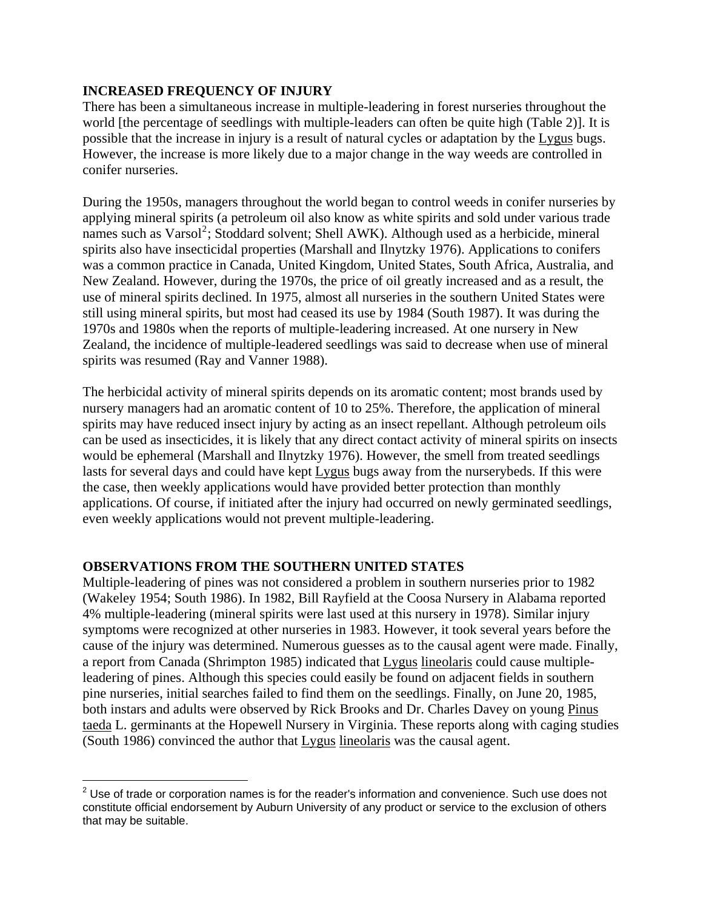## INCREASED FREQUENCY OF INJURY

There has been a simultaneous increase in multiple-leadering in forest nurseries throughout the world [the percentage of seedlings with multiple-leaders can often be quite high (Table 2)]. It is possible that the increase in injury is a result of natural cycles or adaptation by the Lygus bugs. However, the increase is more likely due to a major change in the way weeds are controlled in conifer nurseries.

During the 1950s, managers throughout the world began to control weeds in conifer nurseries by applying mineral spirits (a petroleum oil also know as white spirits and sold under various trade names such as Varsol[2]; Stoddard solvent; Shell AWK). Although used as a herbicide, mineral spirits also have insecticidal properties (Marshall and Ilnytzky 1976). Applications to conifers was a common practice in Canada, United Kingdom, United States, South Africa, Australia, and New Zealand. However, during the 1970s, the price of oil greatly increased and as a result, the use of mineral spirits declined. In 1975, almost all nurseries in the southern United States were still using mineral spirits, but most had ceased its use by 1984 (South 1987). It was during the 1970s and 1980s when the reports of multiple-leadering increased. At one nursery in New Zealand, the incidence of multiple-leadered seedlings was said to decrease when use of mineral spirits was resumed (Ray and Vanner 1988).

The herbicidal activity of mineral spirits depends on its aromatic content; most brands used by nursery managers had an aromatic content of 10 to 25%. Therefore, the application of mineral spirits may have reduced insect injury by acting as an insect repellant. Although petroleum oils can be used as insecticides, it is likely that any direct contact activity of mineral spirits on insects would be ephemeral (Marshall and Ilnytzky 1976). However, the smell from treated seedlings lasts for several days and could have kept Lygus bugs away from the nurserybeds. If this were the case, then weekly applications would have provided better protection than monthly applications. Of course, if initiated after the injury had occurred on newly germinated seedlings, even weekly applications would not prevent multiple-leadering.

## OBSERVATIONS FROM THE SOUTHERN UNITED STATES

Multiple-leadering of pines was not considered a problem in southern nurseries prior to 1982 (Wakeley 1954; South 1986). In 1982, Bill Rayfield at the Coosa Nursery in Alabama reported 4% multiple-leadering (mineral spirits were last used at this nursery in 1978). Similar injury symptoms were recognized at other nurseries in 1983. However, it took several years before the cause of the injury was determined. Numerous guesses as to the causal agent were made. Finally, a report from Canada (Shrimpton 1985) indicated that Lygus lineolaris could cause multiple-leadering of pines. Although this species could easily be found on adjacent fields in southern pine nurseries, initial searches failed to find them on the seedlings. Finally, on June 20, 1985, both instars and adults were observed by Rick Brooks and Dr. Charles Davey on young Pinus taeda L. germinants at the Hopewell Nursery in Virginia. These reports along with caging studies (South 1986) convinced the author that Lygus lineolaris was the causal agent.

---

[2] Use of trade or corporation names is for the reader's information and convenience. Such use does not constitute official endorsement by Auburn University of any product or service to the exclusion of others that may be suitable.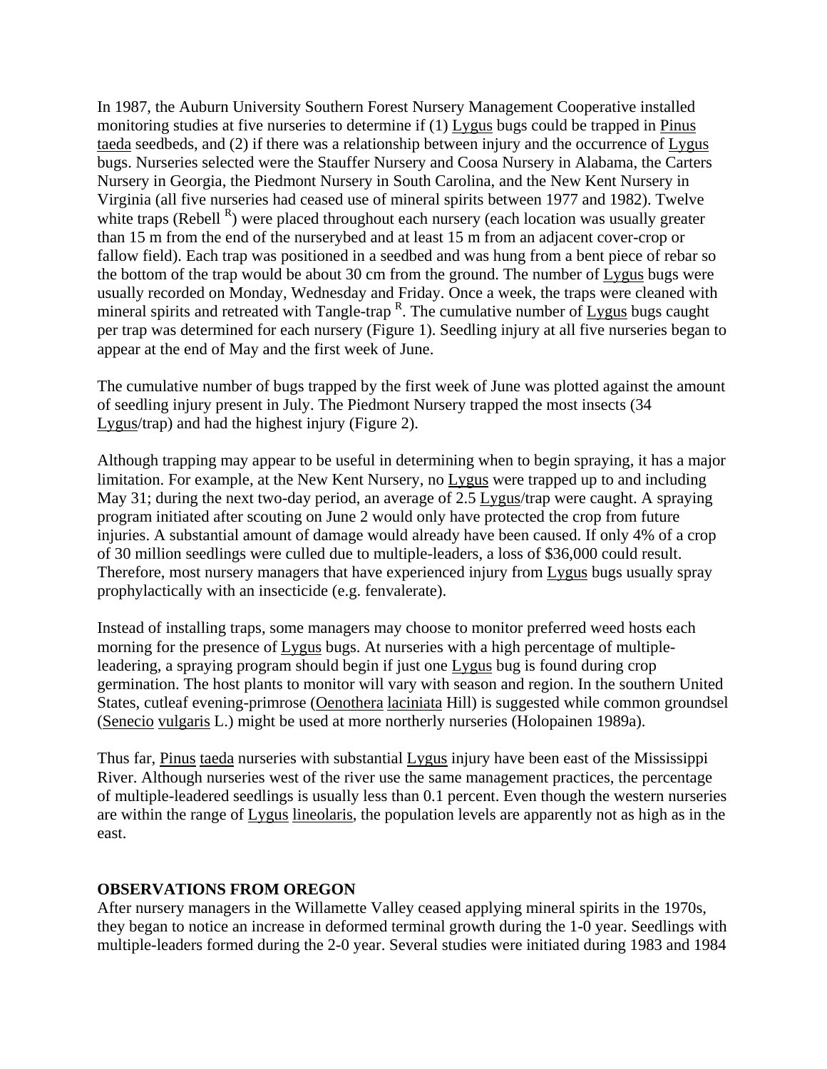In 1987, the Auburn University Southern Forest Nursery Management Cooperative installed monitoring studies at five nurseries to determine if (1) Lygus bugs could be trapped in Pinus taeda seedbeds, and (2) if there was a relationship between injury and the occurrence of Lygus bugs. Nurseries selected were the Stauffer Nursery and Coosa Nursery in Alabama, the Carters Nursery in Georgia, the Piedmont Nursery in South Carolina, and the New Kent Nursery in Virginia (all five nurseries had ceased use of mineral spirits between 1977 and 1982). Twelve white traps (Rebell [R]) were placed throughout each nursery (each location was usually greater than 15 m from the end of the nurserybed and at least 15 m from an adjacent cover-crop or fallow field). Each trap was positioned in a seedbed and was hung from a bent piece of rebar so the bottom of the trap would be about 30 cm from the ground. The number of Lygus bugs were usually recorded on Monday, Wednesday and Friday. Once a week, the traps were cleaned with mineral spirits and retreated with Tangle-trap [R]. The cumulative number of Lygus bugs caught per trap was determined for each nursery (Figure 1). Seedling injury at all five nurseries began to appear at the end of May and the first week of June.

The cumulative number of bugs trapped by the first week of June was plotted against the amount of seedling injury present in July. The Piedmont Nursery trapped the most insects (34 Lygus/trap) and had the highest injury (Figure 2).

Although trapping may appear to be useful in determining when to begin spraying, it has a major limitation. For example, at the New Kent Nursery, no Lygus were trapped up to and including May 31; during the next two-day period, an average of 2.5 Lygus/trap were caught. A spraying program initiated after scouting on June 2 would only have protected the crop from future injuries. A substantial amount of damage would already have been caused. If only 4% of a crop of 30 million seedlings were culled due to multiple-leaders, a loss of $36,000 could result. Therefore, most nursery managers that have experienced injury from Lygus bugs usually spray prophylactically with an insecticide (e.g. fenvalerate).

Instead of installing traps, some managers may choose to monitor preferred weed hosts each morning for the presence of Lygus bugs. At nurseries with a high percentage of multiple-leadering, a spraying program should begin if just one Lygus bug is found during crop germination. The host plants to monitor will vary with season and region. In the southern United States, cutleaf evening-primrose (Oenothera laciniata Hill) is suggested while common groundsel (Senecio vulgaris L.) might be used at more northerly nurseries (Holopainen 1989a).

Thus far, Pinus taeda nurseries with substantial Lygus injury have been east of the Mississippi River. Although nurseries west of the river use the same management practices, the percentage of multiple-leadered seedlings is usually less than 0.1 percent. Even though the western nurseries are within the range of Lygus lineolaris, the population levels are apparently not as high as in the east.

## OBSERVATIONS FROM OREGON

After nursery managers in the Willamette Valley ceased applying mineral spirits in the 1970s, they began to notice an increase in deformed terminal growth during the 1-0 year. Seedlings with multiple-leaders formed during the 2-0 year. Several studies were initiated during 1983 and 1984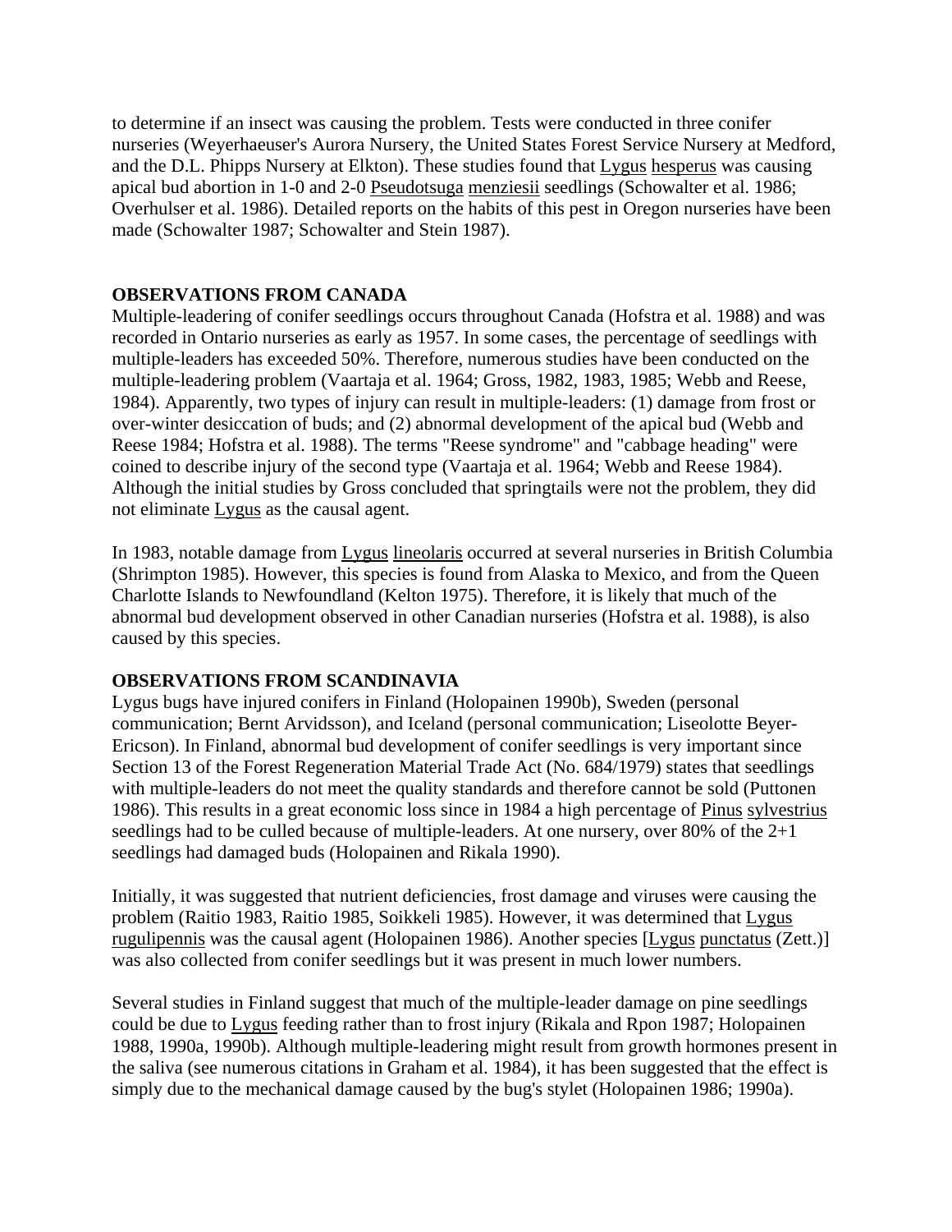to determine if an insect was causing the problem. Tests were conducted in three conifer nurseries (Weyerhaeuser's Aurora Nursery, the United States Forest Service Nursery at Medford, and the D.L. Phipps Nursery at Elkton). These studies found that Lygus hesperus was causing apical bud abortion in 1-0 and 2-0 Pseudotsuga menziesii seedlings (Schowalter et al. 1986; Overhulser et al. 1986). Detailed reports on the habits of this pest in Oregon nurseries have been made (Schowalter 1987; Schowalter and Stein 1987).

## OBSERVATIONS FROM CANADA

Multiple-leadering of conifer seedlings occurs throughout Canada (Hofstra et al. 1988) and was recorded in Ontario nurseries as early as 1957. In some cases, the percentage of seedlings with multiple-leaders has exceeded 50%. Therefore, numerous studies have been conducted on the multiple-leadering problem (Vaartaja et al. 1964; Gross, 1982, 1983, 1985; Webb and Reese, 1984). Apparently, two types of injury can result in multiple-leaders: (1) damage from frost or over-winter desiccation of buds; and (2) abnormal development of the apical bud (Webb and Reese 1984; Hofstra et al. 1988). The terms "Reese syndrome" and "cabbage heading" were coined to describe injury of the second type (Vaartaja et al. 1964; Webb and Reese 1984). Although the initial studies by Gross concluded that springtails were not the problem, they did not eliminate Lygus as the causal agent.

In 1983, notable damage from Lygus lineolaris occurred at several nurseries in British Columbia (Shrimpton 1985). However, this species is found from Alaska to Mexico, and from the Queen Charlotte Islands to Newfoundland (Kelton 1975). Therefore, it is likely that much of the abnormal bud development observed in other Canadian nurseries (Hofstra et al. 1988), is also caused by this species.

## OBSERVATIONS FROM SCANDINAVIA

Lygus bugs have injured conifers in Finland (Holopainen 1990b), Sweden (personal communication; Bernt Arvidsson), and Iceland (personal communication; Liseolotte Beyer-Ericson). In Finland, abnormal bud development of conifer seedlings is very important since Section 13 of the Forest Regeneration Material Trade Act (No. 684/1979) states that seedlings with multiple-leaders do not meet the quality standards and therefore cannot be sold (Puttonen 1986). This results in a great economic loss since in 1984 a high percentage of Pinus sylvestrius seedlings had to be culled because of multiple-leaders. At one nursery, over 80% of the 2+1 seedlings had damaged buds (Holopainen and Rikala 1990).

Initially, it was suggested that nutrient deficiencies, frost damage and viruses were causing the problem (Raitio 1983, Raitio 1985, Soikkeli 1985). However, it was determined that Lygus rugulipennis was the causal agent (Holopainen 1986). Another species [Lygus punctatus (Zett.)] was also collected from conifer seedlings but it was present in much lower numbers.

Several studies in Finland suggest that much of the multiple-leader damage on pine seedlings could be due to Lygus feeding rather than to frost injury (Rikala and Rpon 1987; Holopainen 1988, 1990a, 1990b). Although multiple-leadering might result from growth hormones present in the saliva (see numerous citations in Graham et al. 1984), it has been suggested that the effect is simply due to the mechanical damage caused by the bug's stylet (Holopainen 1986; 1990a).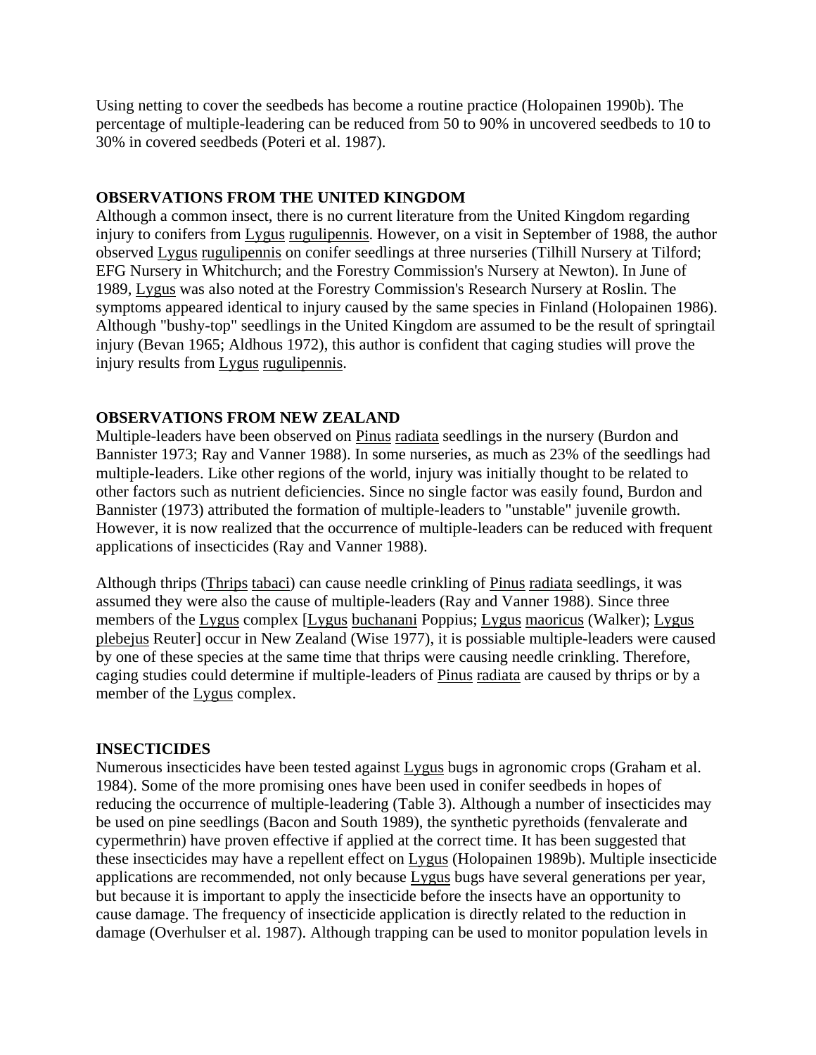Using netting to cover the seedbeds has become a routine practice (Holopainen 1990b). The percentage of multiple-leadering can be reduced from 50 to 90% in uncovered seedbeds to 10 to 30% in covered seedbeds (Poteri et al. 1987).

## OBSERVATIONS FROM THE UNITED KINGDOM

Although a common insect, there is no current literature from the United Kingdom regarding injury to conifers from Lygus rugulipennis. However, on a visit in September of 1988, the author observed Lygus rugulipennis on conifer seedlings at three nurseries (Tilhill Nursery at Tilford; EFG Nursery in Whitchurch; and the Forestry Commission's Nursery at Newton). In June of 1989, Lygus was also noted at the Forestry Commission's Research Nursery at Roslin. The symptoms appeared identical to injury caused by the same species in Finland (Holopainen 1986). Although "bushy-top" seedlings in the United Kingdom are assumed to be the result of springtail injury (Bevan 1965; Aldhous 1972), this author is confident that caging studies will prove the injury results from Lygus rugulipennis.

## OBSERVATIONS FROM NEW ZEALAND

Multiple-leaders have been observed on Pinus radiata seedlings in the nursery (Burdon and Bannister 1973; Ray and Vanner 1988). In some nurseries, as much as 23% of the seedlings had multiple-leaders. Like other regions of the world, injury was initially thought to be related to other factors such as nutrient deficiencies. Since no single factor was easily found, Burdon and Bannister (1973) attributed the formation of multiple-leaders to "unstable" juvenile growth. However, it is now realized that the occurrence of multiple-leaders can be reduced with frequent applications of insecticides (Ray and Vanner 1988).

Although thrips (Thrips tabaci) can cause needle crinkling of Pinus radiata seedlings, it was assumed they were also the cause of multiple-leaders (Ray and Vanner 1988). Since three members of the Lygus complex [Lygus buchanani Poppius; Lygus maoricus (Walker); Lygus plebejus Reuter] occur in New Zealand (Wise 1977), it is possiable multiple-leaders were caused by one of these species at the same time that thrips were causing needle crinkling. Therefore, caging studies could determine if multiple-leaders of Pinus radiata are caused by thrips or by a member of the Lygus complex.

## INSECTICIDES

Numerous insecticides have been tested against Lygus bugs in agronomic crops (Graham et al. 1984). Some of the more promising ones have been used in conifer seedbeds in hopes of reducing the occurrence of multiple-leadering (Table 3). Although a number of insecticides may be used on pine seedlings (Bacon and South 1989), the synthetic pyrethoids (fenvalerate and cypermethrin) have proven effective if applied at the correct time. It has been suggested that these insecticides may have a repellent effect on Lygus (Holopainen 1989b). Multiple insecticide applications are recommended, not only because Lygus bugs have several generations per year, but because it is important to apply the insecticide before the insects have an opportunity to cause damage. The frequency of insecticide application is directly related to the reduction in damage (Overhulser et al. 1987). Although trapping can be used to monitor population levels in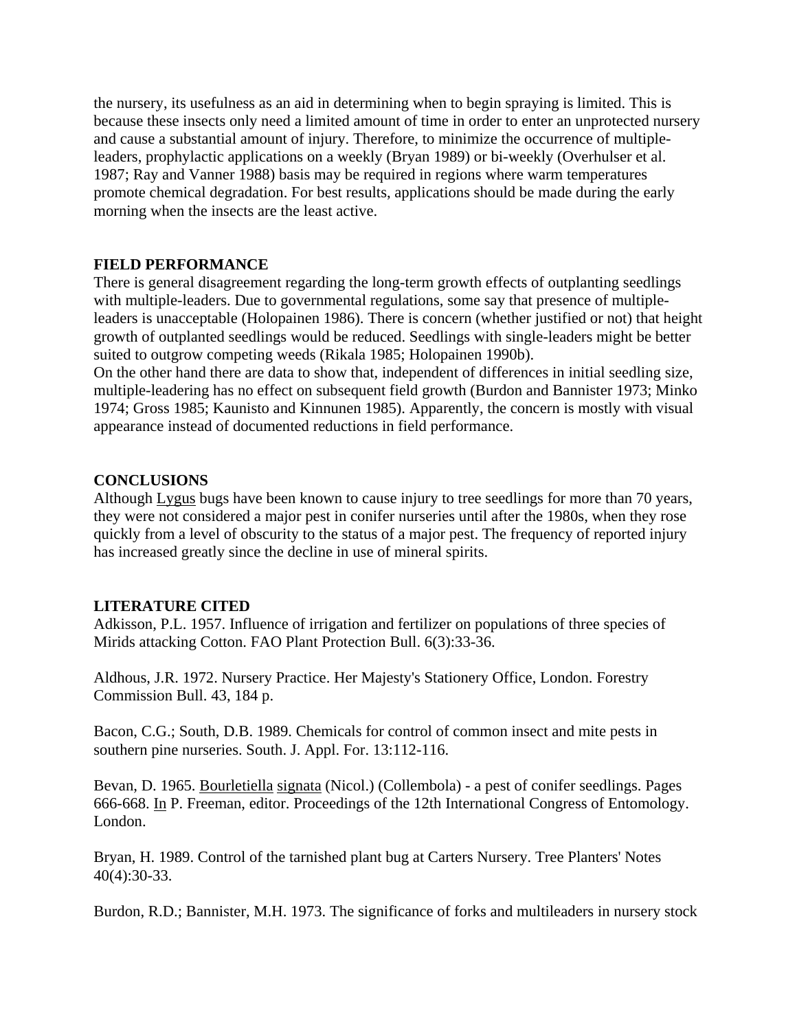the nursery, its usefulness as an aid in determining when to begin spraying is limited. This is because these insects only need a limited amount of time in order to enter an unprotected nursery and cause a substantial amount of injury. Therefore, to minimize the occurrence of multiple-leaders, prophylactic applications on a weekly (Bryan 1989) or bi-weekly (Overhulser et al. 1987; Ray and Vanner 1988) basis may be required in regions where warm temperatures promote chemical degradation. For best results, applications should be made during the early morning when the insects are the least active.

## FIELD PERFORMANCE

There is general disagreement regarding the long-term growth effects of outplanting seedlings with multiple-leaders. Due to governmental regulations, some say that presence of multiple-leaders is unacceptable (Holopainen 1986). There is concern (whether justified or not) that height growth of outplanted seedlings would be reduced. Seedlings with single-leaders might be better suited to outgrow competing weeds (Rikala 1985; Holopainen 1990b).

On the other hand there are data to show that, independent of differences in initial seedling size, multiple-leadering has no effect on subsequent field growth (Burdon and Bannister 1973; Minko 1974; Gross 1985; Kaunisto and Kinnunen 1985). Apparently, the concern is mostly with visual appearance instead of documented reductions in field performance.

## CONCLUSIONS

Although Lygus bugs have been known to cause injury to tree seedlings for more than 70 years, they were not considered a major pest in conifer nurseries until after the 1980s, when they rose quickly from a level of obscurity to the status of a major pest. The frequency of reported injury has increased greatly since the decline in use of mineral spirits.

## LITERATURE CITED

Adkisson, P.L. 1957. Influence of irrigation and fertilizer on populations of three species of Mirids attacking Cotton. FAO Plant Protection Bull. 6(3):33-36.

Aldhous, J.R. 1972. Nursery Practice. Her Majesty's Stationery Office, London. Forestry Commission Bull. 43, 184 p.

Bacon, C.G.; South, D.B. 1989. Chemicals for control of common insect and mite pests in southern pine nurseries. South. J. Appl. For. 13:112-116.

Bevan, D. 1965. Bourletiella signata (Nicol.) (Collembola) - a pest of conifer seedlings. Pages 666-668. In P. Freeman, editor. Proceedings of the 12th International Congress of Entomology. London.

Bryan, H. 1989. Control of the tarnished plant bug at Carters Nursery. Tree Planters' Notes 40(4):30-33.

Burdon, R.D.; Bannister, M.H. 1973. The significance of forks and multileaders in nursery stock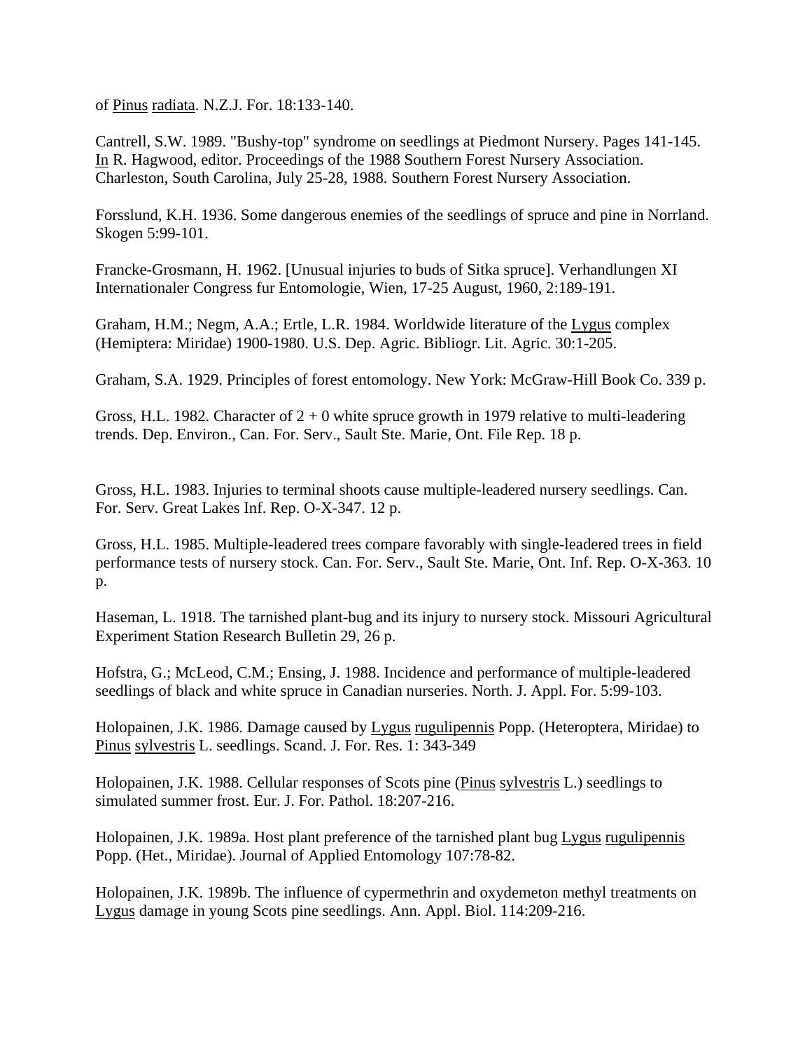of Pinus radiata. N.Z.J. For. 18:133-140.

Cantrell, S.W. 1989. "Bushy-top" syndrome on seedlings at Piedmont Nursery. Pages 141-145. In R. Hagwood, editor. Proceedings of the 1988 Southern Forest Nursery Association. Charleston, South Carolina, July 25-28, 1988. Southern Forest Nursery Association.

Forsslund, K.H. 1936. Some dangerous enemies of the seedlings of spruce and pine in Norrland. Skogen 5:99-101.

Francke-Grosmann, H. 1962. [Unusual injuries to buds of Sitka spruce]. Verhandlungen XI Internationaler Congress fur Entomologie, Wien, 17-25 August, 1960, 2:189-191.

Graham, H.M.; Negm, A.A.; Ertle, L.R. 1984. Worldwide literature of the Lygus complex (Hemiptera: Miridae) 1900-1980. U.S. Dep. Agric. Bibliogr. Lit. Agric. 30:1-205.

Graham, S.A. 1929. Principles of forest entomology. New York: McGraw-Hill Book Co. 339 p.

Gross, H.L. 1982. Character of 2 + 0 white spruce growth in 1979 relative to multi-leadering trends. Dep. Environ., Can. For. Serv., Sault Ste. Marie, Ont. File Rep. 18 p.

Gross, H.L. 1983. Injuries to terminal shoots cause multiple-leadered nursery seedlings. Can. For. Serv. Great Lakes Inf. Rep. O-X-347. 12 p.

Gross, H.L. 1985. Multiple-leadered trees compare favorably with single-leadered trees in field performance tests of nursery stock. Can. For. Serv., Sault Ste. Marie, Ont. Inf. Rep. O-X-363. 10 p.

Haseman, L. 1918. The tarnished plant-bug and its injury to nursery stock. Missouri Agricultural Experiment Station Research Bulletin 29, 26 p.

Hofstra, G.; McLeod, C.M.; Ensing, J. 1988. Incidence and performance of multiple-leadered seedlings of black and white spruce in Canadian nurseries. North. J. Appl. For. 5:99-103.

Holopainen, J.K. 1986. Damage caused by Lygus rugulipennis Popp. (Heteroptera, Miridae) to Pinus sylvestris L. seedlings. Scand. J. For. Res. 1: 343-349

Holopainen, J.K. 1988. Cellular responses of Scots pine (Pinus sylvestris L.) seedlings to simulated summer frost. Eur. J. For. Pathol. 18:207-216.

Holopainen, J.K. 1989a. Host plant preference of the tarnished plant bug Lygus rugulipennis Popp. (Het., Miridae). Journal of Applied Entomology 107:78-82.

Holopainen, J.K. 1989b. The influence of cypermethrin and oxydemeton methyl treatments on Lygus damage in young Scots pine seedlings. Ann. Appl. Biol. 114:209-216.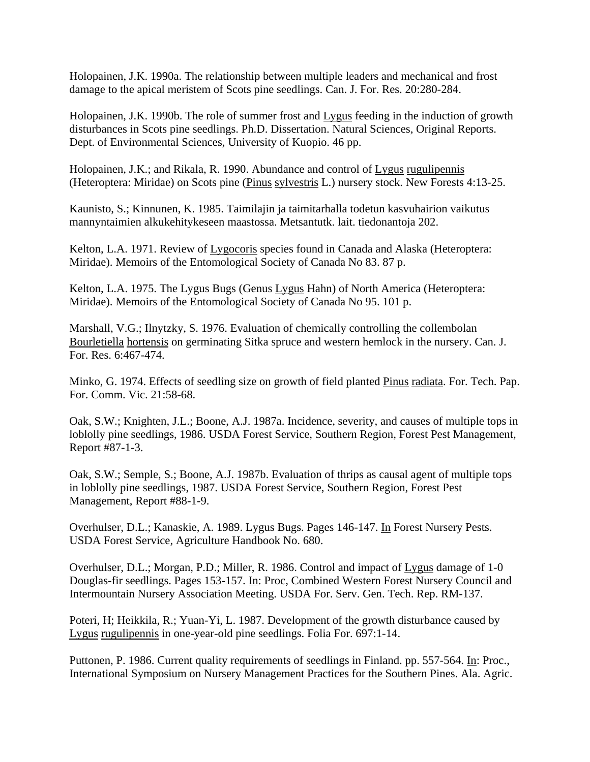Holopainen, J.K. 1990a. The relationship between multiple leaders and mechanical and frost damage to the apical meristem of Scots pine seedlings. Can. J. For. Res. 20:280-284.

Holopainen, J.K. 1990b. The role of summer frost and Lygus feeding in the induction of growth disturbances in Scots pine seedlings. Ph.D. Dissertation. Natural Sciences, Original Reports. Dept. of Environmental Sciences, University of Kuopio. 46 pp.

Holopainen, J.K.; and Rikala, R. 1990. Abundance and control of Lygus rugulipennis (Heteroptera: Miridae) on Scots pine (Pinus sylvestris L.) nursery stock. New Forests 4:13-25.

Kaunisto, S.; Kinnunen, K. 1985. Taimilajin ja taimitarhalla todetun kasvuhairion vaikutus mannyntaimien alkukehitykeseen maastossa. Metsantutk. lait. tiedonantoja 202.

Kelton, L.A. 1971. Review of Lygocoris species found in Canada and Alaska (Heteroptera: Miridae). Memoirs of the Entomological Society of Canada No 83. 87 p.

Kelton, L.A. 1975. The Lygus Bugs (Genus Lygus Hahn) of North America (Heteroptera: Miridae). Memoirs of the Entomological Society of Canada No 95. 101 p.

Marshall, V.G.; Ilnytzky, S. 1976. Evaluation of chemically controlling the collembolan Bourletiella hortensis on germinating Sitka spruce and western hemlock in the nursery. Can. J. For. Res. 6:467-474.

Minko, G. 1974. Effects of seedling size on growth of field planted Pinus radiata. For. Tech. Pap. For. Comm. Vic. 21:58-68.

Oak, S.W.; Knighten, J.L.; Boone, A.J. 1987a. Incidence, severity, and causes of multiple tops in loblolly pine seedlings, 1986. USDA Forest Service, Southern Region, Forest Pest Management, Report #87-1-3.

Oak, S.W.; Semple, S.; Boone, A.J. 1987b. Evaluation of thrips as causal agent of multiple tops in loblolly pine seedlings, 1987. USDA Forest Service, Southern Region, Forest Pest Management, Report #88-1-9.

Overhulser, D.L.; Kanaskie, A. 1989. Lygus Bugs. Pages 146-147. In Forest Nursery Pests. USDA Forest Service, Agriculture Handbook No. 680.

Overhulser, D.L.; Morgan, P.D.; Miller, R. 1986. Control and impact of Lygus damage of 1-0 Douglas-fir seedlings. Pages 153-157. In: Proc, Combined Western Forest Nursery Council and Intermountain Nursery Association Meeting. USDA For. Serv. Gen. Tech. Rep. RM-137.

Poteri, H; Heikkila, R.; Yuan-Yi, L. 1987. Development of the growth disturbance caused by Lygus rugulipennis in one-year-old pine seedlings. Folia For. 697:1-14.

Puttonen, P. 1986. Current quality requirements of seedlings in Finland. pp. 557-564. In: Proc., International Symposium on Nursery Management Practices for the Southern Pines. Ala. Agric.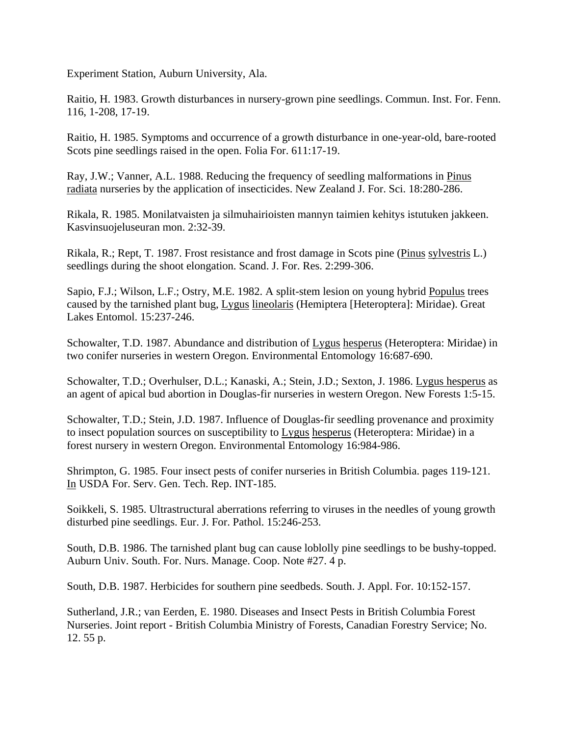Experiment Station, Auburn University, Ala.

Raitio, H. 1983. Growth disturbances in nursery-grown pine seedlings. Commun. Inst. For. Fenn. 116, 1-208, 17-19.

Raitio, H. 1985. Symptoms and occurrence of a growth disturbance in one-year-old, bare-rooted Scots pine seedlings raised in the open. Folia For. 611:17-19.

Ray, J.W.; Vanner, A.L. 1988. Reducing the frequency of seedling malformations in Pinus radiata nurseries by the application of insecticides. New Zealand J. For. Sci. 18:280-286.

Rikala, R. 1985. Monilatvaisten ja silmuhairioisten mannyn taimien kehitys istutuken jakkeen. Kasvinsuojeluseuran mon. 2:32-39.

Rikala, R.; Rept, T. 1987. Frost resistance and frost damage in Scots pine (Pinus sylvestris L.) seedlings during the shoot elongation. Scand. J. For. Res. 2:299-306.

Sapio, F.J.; Wilson, L.F.; Ostry, M.E. 1982. A split-stem lesion on young hybrid Populus trees caused by the tarnished plant bug, Lygus lineolaris (Hemiptera [Heteroptera]: Miridae). Great Lakes Entomol. 15:237-246.

Schowalter, T.D. 1987. Abundance and distribution of Lygus hesperus (Heteroptera: Miridae) in two conifer nurseries in western Oregon. Environmental Entomology 16:687-690.

Schowalter, T.D.; Overhulser, D.L.; Kanaski, A.; Stein, J.D.; Sexton, J. 1986. Lygus hesperus as an agent of apical bud abortion in Douglas-fir nurseries in western Oregon. New Forests 1:5-15.

Schowalter, T.D.; Stein, J.D. 1987. Influence of Douglas-fir seedling provenance and proximity to insect population sources on susceptibility to Lygus hesperus (Heteroptera: Miridae) in a forest nursery in western Oregon. Environmental Entomology 16:984-986.

Shrimpton, G. 1985. Four insect pests of conifer nurseries in British Columbia. pages 119-121. In USDA For. Serv. Gen. Tech. Rep. INT-185.

Soikkeli, S. 1985. Ultrastructural aberrations referring to viruses in the needles of young growth disturbed pine seedlings. Eur. J. For. Pathol. 15:246-253.

South, D.B. 1986. The tarnished plant bug can cause loblolly pine seedlings to be bushy-topped. Auburn Univ. South. For. Nurs. Manage. Coop. Note #27. 4 p.

South, D.B. 1987. Herbicides for southern pine seedbeds. South. J. Appl. For. 10:152-157.

Sutherland, J.R.; van Eerden, E. 1980. Diseases and Insect Pests in British Columbia Forest Nurseries. Joint report - British Columbia Ministry of Forests, Canadian Forestry Service; No. 12. 55 p.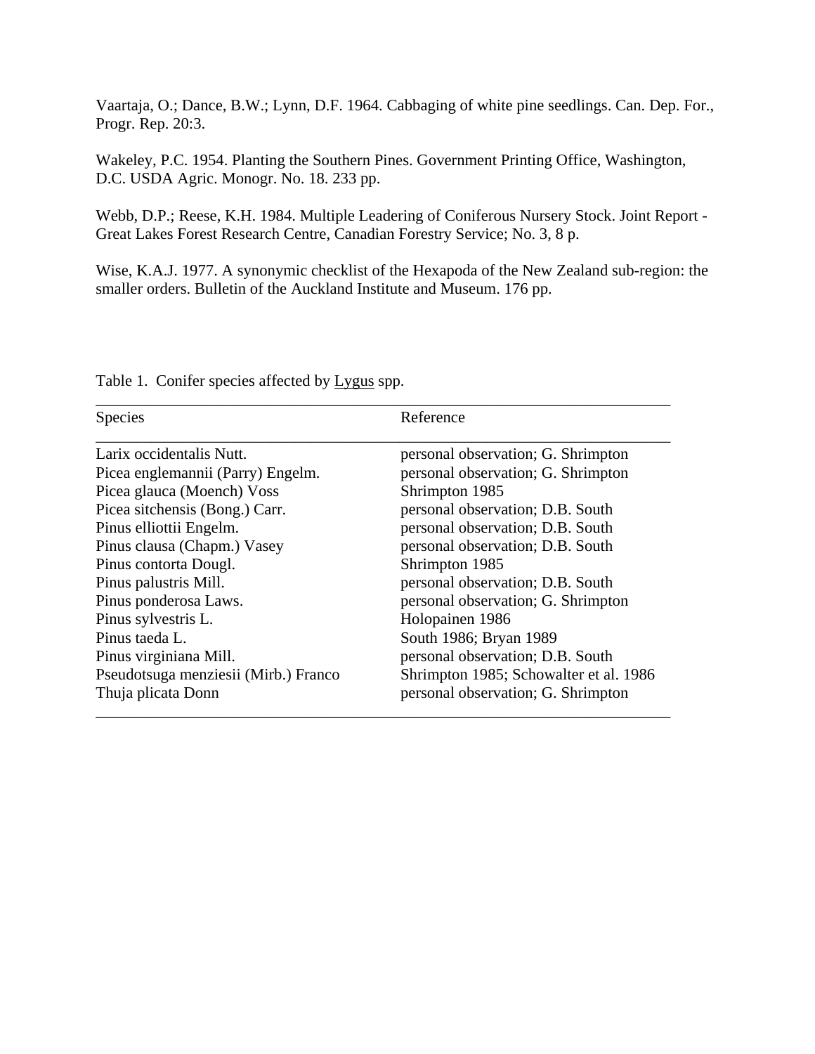Vaartaja, O.; Dance, B.W.; Lynn, D.F. 1964. Cabbaging of white pine seedlings. Can. Dep. For., Progr. Rep. 20:3.

Wakeley, P.C. 1954. Planting the Southern Pines. Government Printing Office, Washington, D.C. USDA Agric. Monogr. No. 18. 233 pp.

Webb, D.P.; Reese, K.H. 1984. Multiple Leadering of Coniferous Nursery Stock. Joint Report - Great Lakes Forest Research Centre, Canadian Forestry Service; No. 3, 8 p.

Wise, K.A.J. 1977. A synonymic checklist of the Hexapoda of the New Zealand sub-region: the smaller orders. Bulletin of the Auckland Institute and Museum. 176 pp.

Table 1. Conifer species affected by *Lygus* spp.

| Species | Reference |
|---|---|
| Larix occidentalis Nutt. | personal observation; G. Shrimpton |
| Picea englemannii (Parry) Engelm. | personal observation; G. Shrimpton |
| Picea glauca (Moench) Voss | Shrimpton 1985 |
| Picea sitchensis (Bong.) Carr. | personal observation; D.B. South |
| Pinus elliottii Engelm. | personal observation; D.B. South |
| Pinus clausa (Chapm.) Vasey | personal observation; D.B. South |
| Pinus contorta Dougl. | Shrimpton 1985 |
| Pinus palustris Mill. | personal observation; D.B. South |
| Pinus ponderosa Laws. | personal observation; G. Shrimpton |
| Pinus sylvestris L. | Holopainen 1986 |
| Pinus taeda L. | South 1986; Bryan 1989 |
| Pinus virginiana Mill. | personal observation; D.B. South |
| Pseudotsuga menziesii (Mirb.) Franco | Shrimpton 1985; Schowalter et al. 1986 |
| Thuja plicata Donn | personal observation; G. Shrimpton |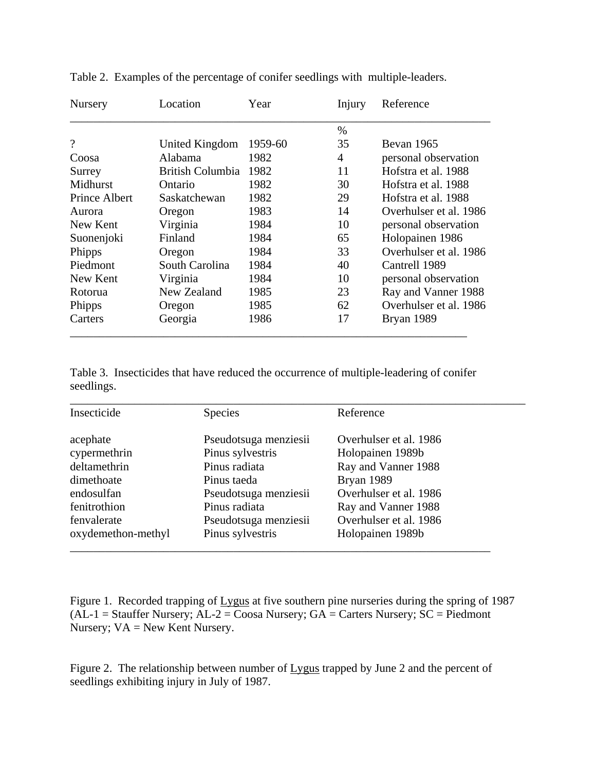Table 2. Examples of the percentage of conifer seedlings with multiple-leaders.

| Nursery | Location | Year | Injury | Reference |
|---|---|---|---|---|
| | | | % | |
| ? | United Kingdom | 1959-60 | 35 | Bevan 1965 |
| Coosa | Alabama | 1982 | 4 | personal observation |
| Surrey | British Columbia | 1982 | 11 | Hofstra et al. 1988 |
| Midhurst | Ontario | 1982 | 30 | Hofstra et al. 1988 |
| Prince Albert | Saskatchewan | 1982 | 29 | Hofstra et al. 1988 |
| Aurora | Oregon | 1983 | 14 | Overhulser et al. 1986 |
| New Kent | Virginia | 1984 | 10 | personal observation |
| Suonenjoki | Finland | 1984 | 65 | Holopainen 1986 |
| Phipps | Oregon | 1984 | 33 | Overhulser et al. 1986 |
| Piedmont | South Carolina | 1984 | 40 | Cantrell 1989 |
| New Kent | Virginia | 1984 | 10 | personal observation |
| Rotorua | New Zealand | 1985 | 23 | Ray and Vanner 1988 |
| Phipps | Oregon | 1985 | 62 | Overhulser et al. 1986 |
| Carters | Georgia | 1986 | 17 | Bryan 1989 |

Table 3. Insecticides that have reduced the occurrence of multiple-leadering of conifer seedlings.

| Insecticide | Species | Reference |
|---|---|---|
| acephate | Pseudotsuga menziesii | Overhulser et al. 1986 |
| cypermethrin | Pinus sylvestris | Holopainen 1989b |
| deltamethrin | Pinus radiata | Ray and Vanner 1988 |
| dimethoate | Pinus taeda | Bryan 1989 |
| endosulfan | Pseudotsuga menziesii | Overhulser et al. 1986 |
| fenitrothion | Pinus radiata | Ray and Vanner 1988 |
| fenvalerate | Pseudotsuga menziesii | Overhulser et al. 1986 |
| oxydemethon-methyl | Pinus sylvestris | Holopainen 1989b |

Figure 1. Recorded trapping of Lygus at five southern pine nurseries during the spring of 1987 (AL-1 = Stauffer Nursery; AL-2 = Coosa Nursery; GA = Carters Nursery; SC = Piedmont Nursery; VA = New Kent Nursery.

Figure 2. The relationship between number of Lygus trapped by June 2 and the percent of seedlings exhibiting injury in July of 1987.